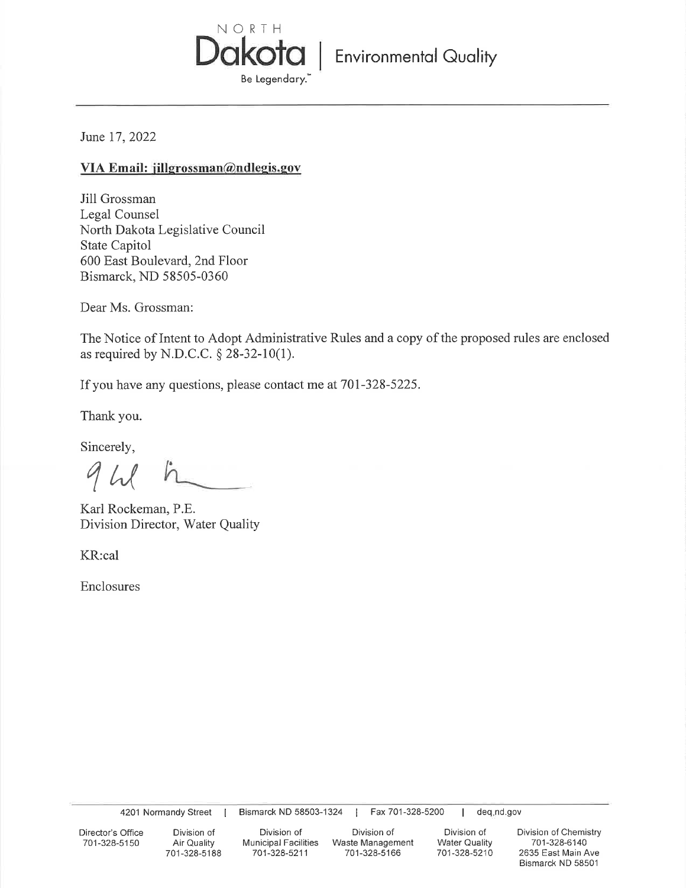NORTH **Dakota** | Environmental Quality

Be Legendary.™

June 17, 2022

**VIA Email: jillgrossman@ndlegis.gov**

Jill Grossman
Legal Counsel
North Dakota Legislative Council
State Capitol
600 East Boulevard, 2nd Floor
Bismarck, ND 58505-0360

Dear Ms. Grossman:

The Notice of Intent to Adopt Administrative Rules and a copy of the proposed rules are enclosed as required by N.D.C.C. § 28-32-10(1).

If you have any questions, please contact me at 701-328-5225.

Thank you.

Sincerely,

Karl Rockeman, P.E.
Division Director, Water Quality

KR:cal

Enclosures

4201 Normandy Street | Bismarck ND 58503-1324 | Fax 701-328-5200 | deq.nd.gov

| Director's Office | Division of Air Quality | Division of Municipal Facilities | Division of Waste Management | Division of Water Quality | Division of Chemistry |
|---|---|---|---|---|---|
| 701-328-5150 | 701-328-5188 | 701-328-5211 | 701-328-5166 | 701-328-5210 | 701-328-6140<br>2635 East Main Ave<br>Bismarck ND 58501 |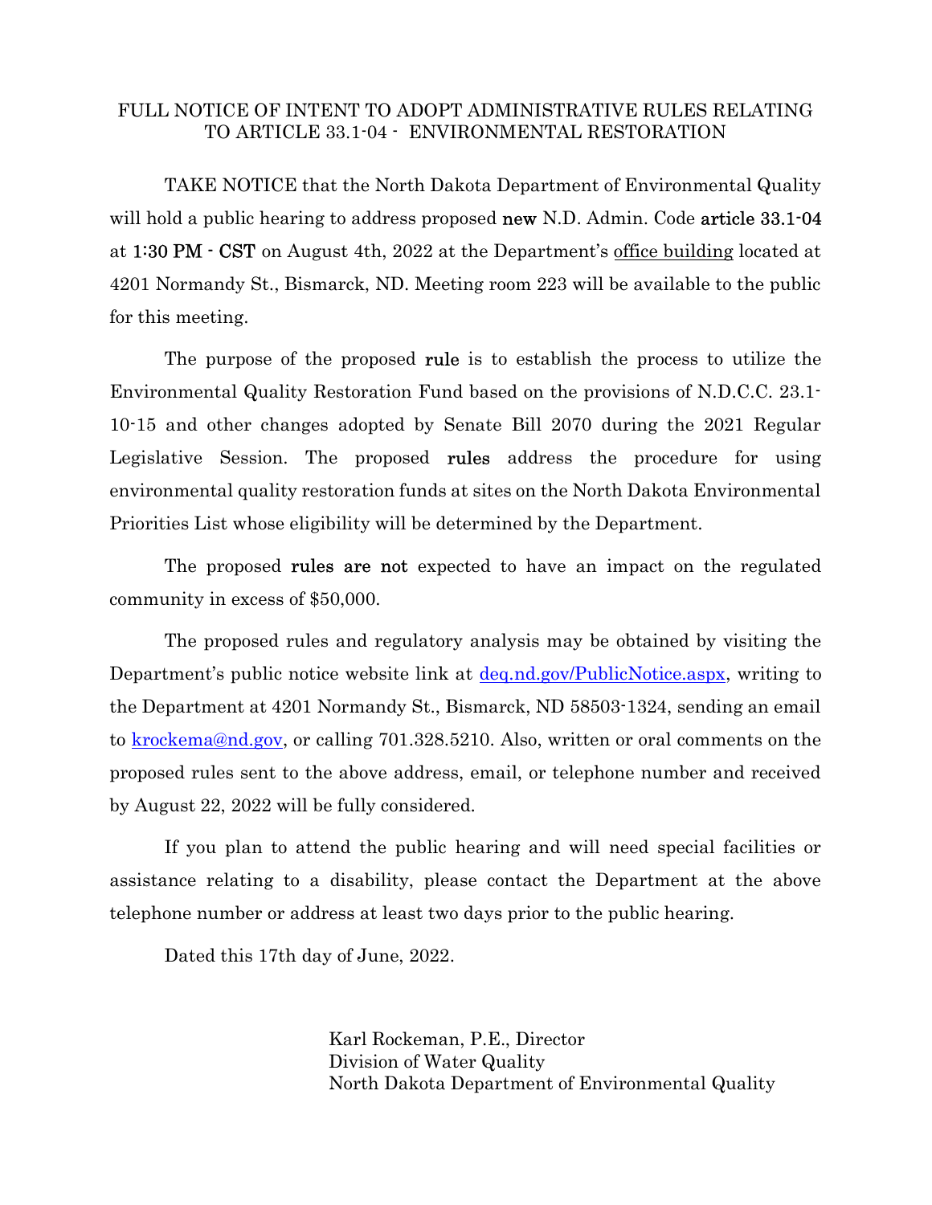# FULL NOTICE OF INTENT TO ADOPT ADMINISTRATIVE RULES RELATING TO ARTICLE 33.1-04 - ENVIRONMENTAL RESTORATION

TAKE NOTICE that the North Dakota Department of Environmental Quality will hold a public hearing to address proposed new N.D. Admin. Code article 33.1-04 at 1:30 PM - CST on August 4th, 2022 at the Department's office building located at 4201 Normandy St., Bismarck, ND. Meeting room 223 will be available to the public for this meeting.

The purpose of the proposed rule is to establish the process to utilize the Environmental Quality Restoration Fund based on the provisions of N.D.C.C. 23.1-10-15 and other changes adopted by Senate Bill 2070 during the 2021 Regular Legislative Session. The proposed rules address the procedure for using environmental quality restoration funds at sites on the North Dakota Environmental Priorities List whose eligibility will be determined by the Department.

The proposed rules are not expected to have an impact on the regulated community in excess of $50,000.

The proposed rules and regulatory analysis may be obtained by visiting the Department's public notice website link at [deq.nd.gov/PublicNotice.aspx](deq.nd.gov/PublicNotice.aspx), writing to the Department at 4201 Normandy St., Bismarck, ND 58503-1324, sending an email to [krockema@nd.gov](mailto:krockema@nd.gov), or calling 701.328.5210. Also, written or oral comments on the proposed rules sent to the above address, email, or telephone number and received by August 22, 2022 will be fully considered.

If you plan to attend the public hearing and will need special facilities or assistance relating to a disability, please contact the Department at the above telephone number or address at least two days prior to the public hearing.

Dated this 17th day of June, 2022.

Karl Rockeman, P.E., Director
Division of Water Quality
North Dakota Department of Environmental Quality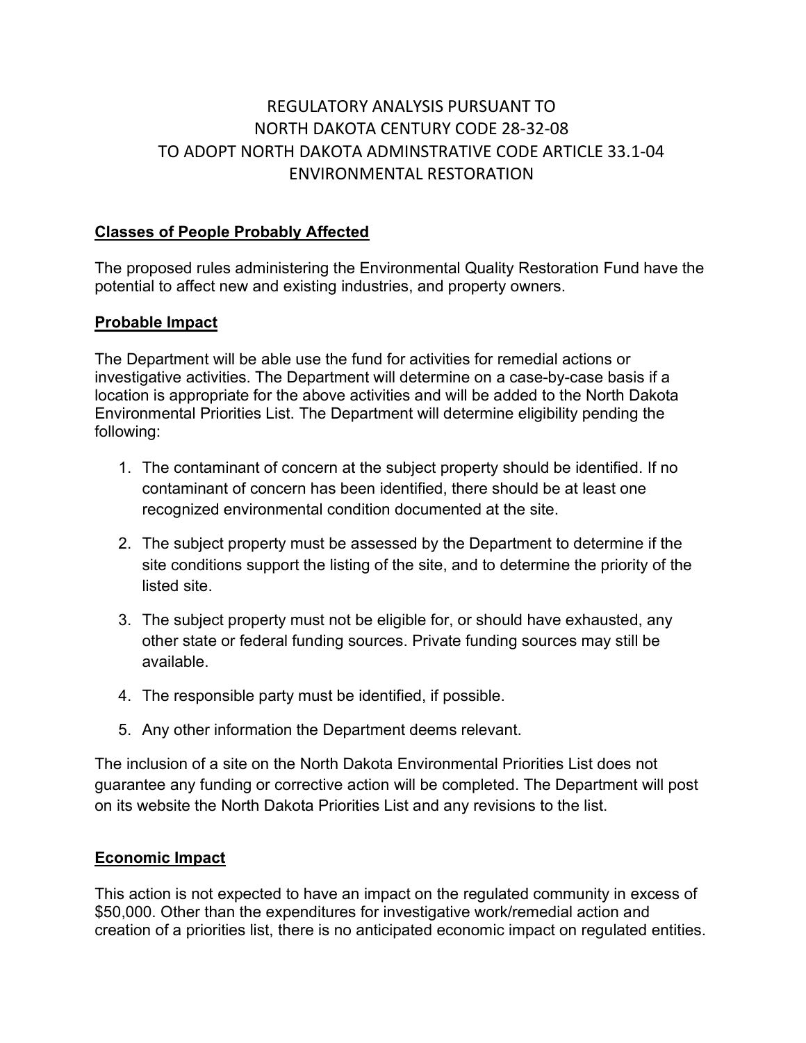# REGULATORY ANALYSIS PURSUANT TO NORTH DAKOTA CENTURY CODE 28-32-08 TO ADOPT NORTH DAKOTA ADMINSTRATIVE CODE ARTICLE 33.1-04 ENVIRONMENTAL RESTORATION

**Classes of People Probably Affected**

The proposed rules administering the Environmental Quality Restoration Fund have the potential to affect new and existing industries, and property owners.

**Probable Impact**

The Department will be able use the fund for activities for remedial actions or investigative activities. The Department will determine on a case-by-case basis if a location is appropriate for the above activities and will be added to the North Dakota Environmental Priorities List. The Department will determine eligibility pending the following:

1. The contaminant of concern at the subject property should be identified. If no contaminant of concern has been identified, there should be at least one recognized environmental condition documented at the site.
2. The subject property must be assessed by the Department to determine if the site conditions support the listing of the site, and to determine the priority of the listed site.
3. The subject property must not be eligible for, or should have exhausted, any other state or federal funding sources. Private funding sources may still be available.
4. The responsible party must be identified, if possible.
5. Any other information the Department deems relevant.

The inclusion of a site on the North Dakota Environmental Priorities List does not guarantee any funding or corrective action will be completed. The Department will post on its website the North Dakota Priorities List and any revisions to the list.

**Economic Impact**

This action is not expected to have an impact on the regulated community in excess of $50,000. Other than the expenditures for investigative work/remedial action and creation of a priorities list, there is no anticipated economic impact on regulated entities.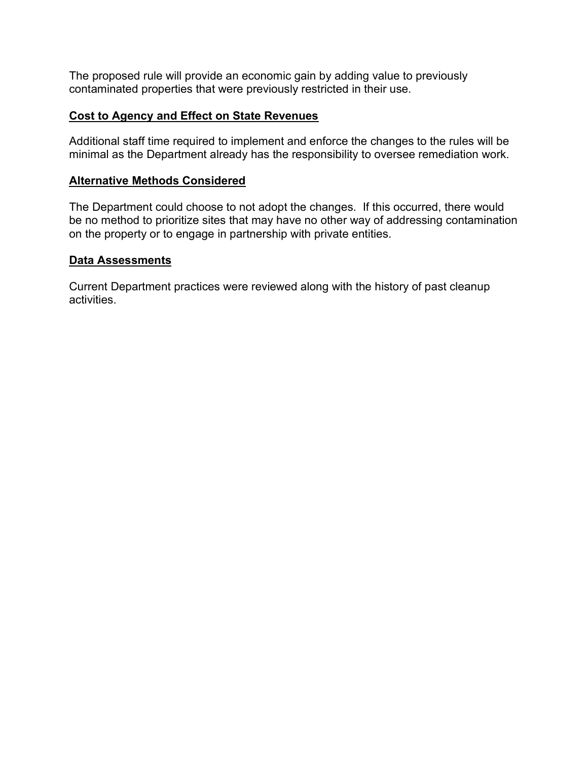The proposed rule will provide an economic gain by adding value to previously contaminated properties that were previously restricted in their use.

**Cost to Agency and Effect on State Revenues**

Additional staff time required to implement and enforce the changes to the rules will be minimal as the Department already has the responsibility to oversee remediation work.

**Alternative Methods Considered**

The Department could choose to not adopt the changes. If this occurred, there would be no method to prioritize sites that may have no other way of addressing contamination on the property or to engage in partnership with private entities.

**Data Assessments**

Current Department practices were reviewed along with the history of past cleanup activities.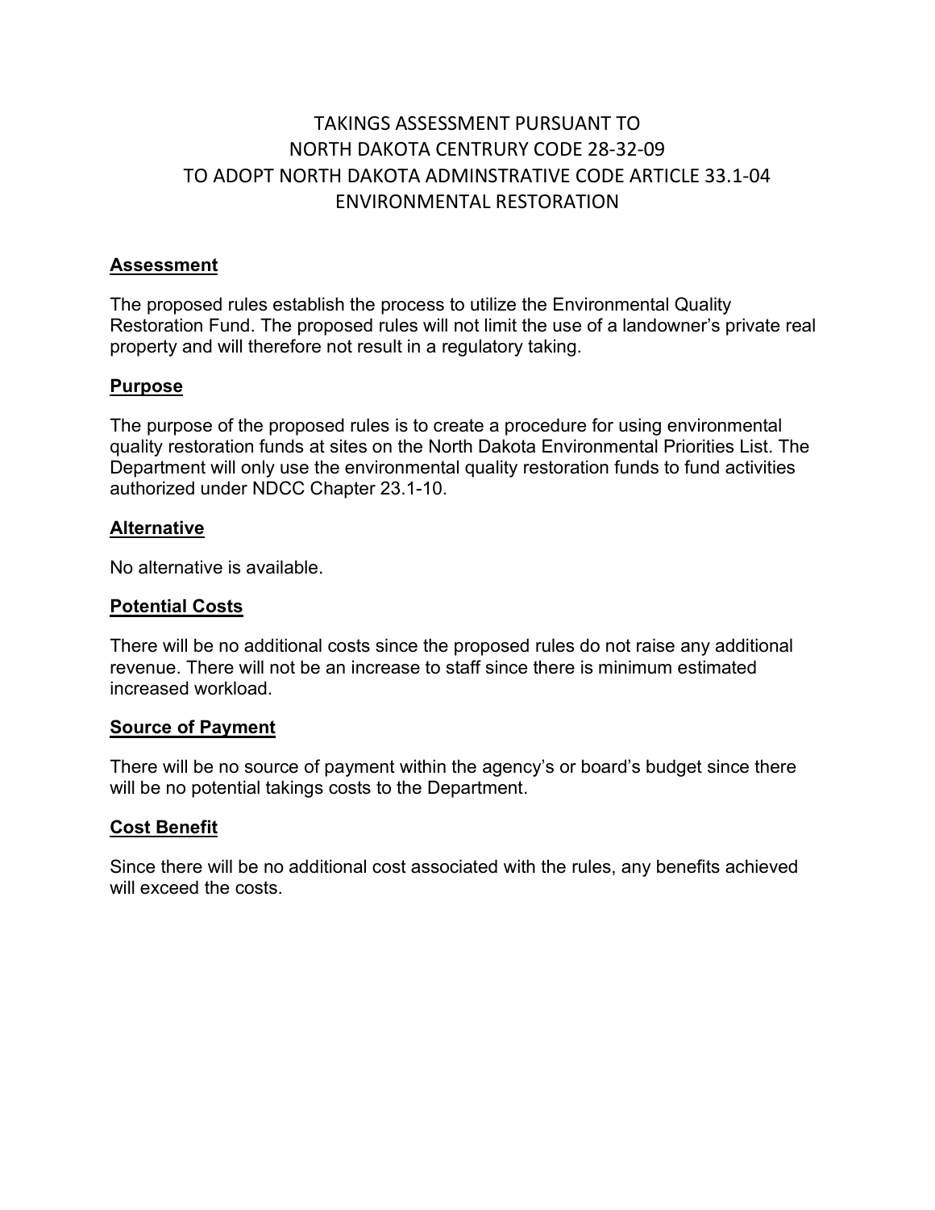# TAKINGS ASSESSMENT PURSUANT TO NORTH DAKOTA CENTRURY CODE 28-32-09 TO ADOPT NORTH DAKOTA ADMINSTRATIVE CODE ARTICLE 33.1-04 ENVIRONMENTAL RESTORATION

## Assessment

The proposed rules establish the process to utilize the Environmental Quality Restoration Fund. The proposed rules will not limit the use of a landowner's private real property and will therefore not result in a regulatory taking.

## Purpose

The purpose of the proposed rules is to create a procedure for using environmental quality restoration funds at sites on the North Dakota Environmental Priorities List. The Department will only use the environmental quality restoration funds to fund activities authorized under NDCC Chapter 23.1-10.

## Alternative

No alternative is available.

## Potential Costs

There will be no additional costs since the proposed rules do not raise any additional revenue. There will not be an increase to staff since there is minimum estimated increased workload.

## Source of Payment

There will be no source of payment within the agency's or board's budget since there will be no potential takings costs to the Department.

## Cost Benefit

Since there will be no additional cost associated with the rules, any benefits achieved will exceed the costs.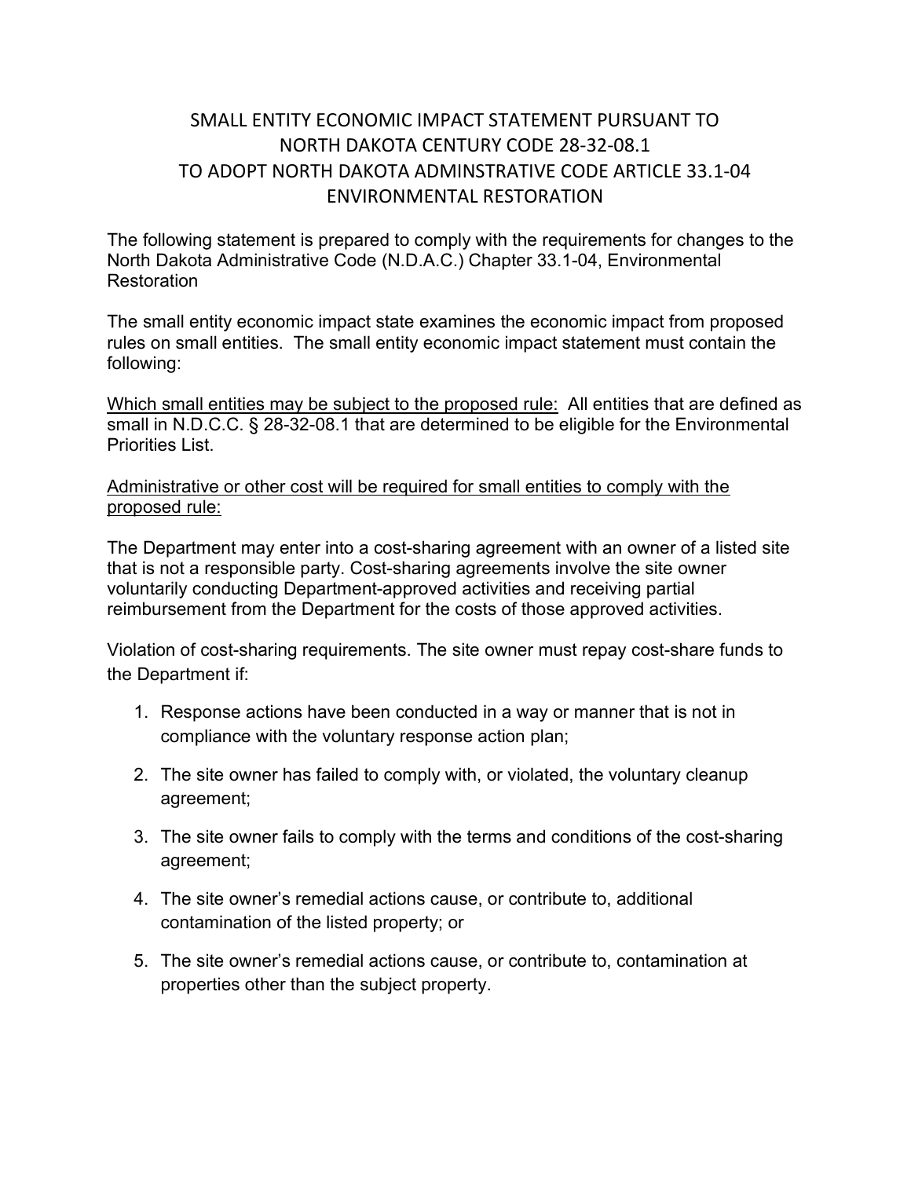# SMALL ENTITY ECONOMIC IMPACT STATEMENT PURSUANT TO NORTH DAKOTA CENTURY CODE 28-32-08.1 TO ADOPT NORTH DAKOTA ADMINSTRATIVE CODE ARTICLE 33.1-04 ENVIRONMENTAL RESTORATION

The following statement is prepared to comply with the requirements for changes to the North Dakota Administrative Code (N.D.A.C.) Chapter 33.1-04, Environmental Restoration

The small entity economic impact state examines the economic impact from proposed rules on small entities. The small entity economic impact statement must contain the following:

<u>Which small entities may be subject to the proposed rule:</u> All entities that are defined as small in N.D.C.C. § 28-32-08.1 that are determined to be eligible for the Environmental Priorities List.

<u>Administrative or other cost will be required for small entities to comply with the proposed rule:</u>

The Department may enter into a cost-sharing agreement with an owner of a listed site that is not a responsible party. Cost-sharing agreements involve the site owner voluntarily conducting Department-approved activities and receiving partial reimbursement from the Department for the costs of those approved activities.

Violation of cost-sharing requirements. The site owner must repay cost-share funds to the Department if:

1. Response actions have been conducted in a way or manner that is not in compliance with the voluntary response action plan;
2. The site owner has failed to comply with, or violated, the voluntary cleanup agreement;
3. The site owner fails to comply with the terms and conditions of the cost-sharing agreement;
4. The site owner's remedial actions cause, or contribute to, additional contamination of the listed property; or
5. The site owner's remedial actions cause, or contribute to, contamination at properties other than the subject property.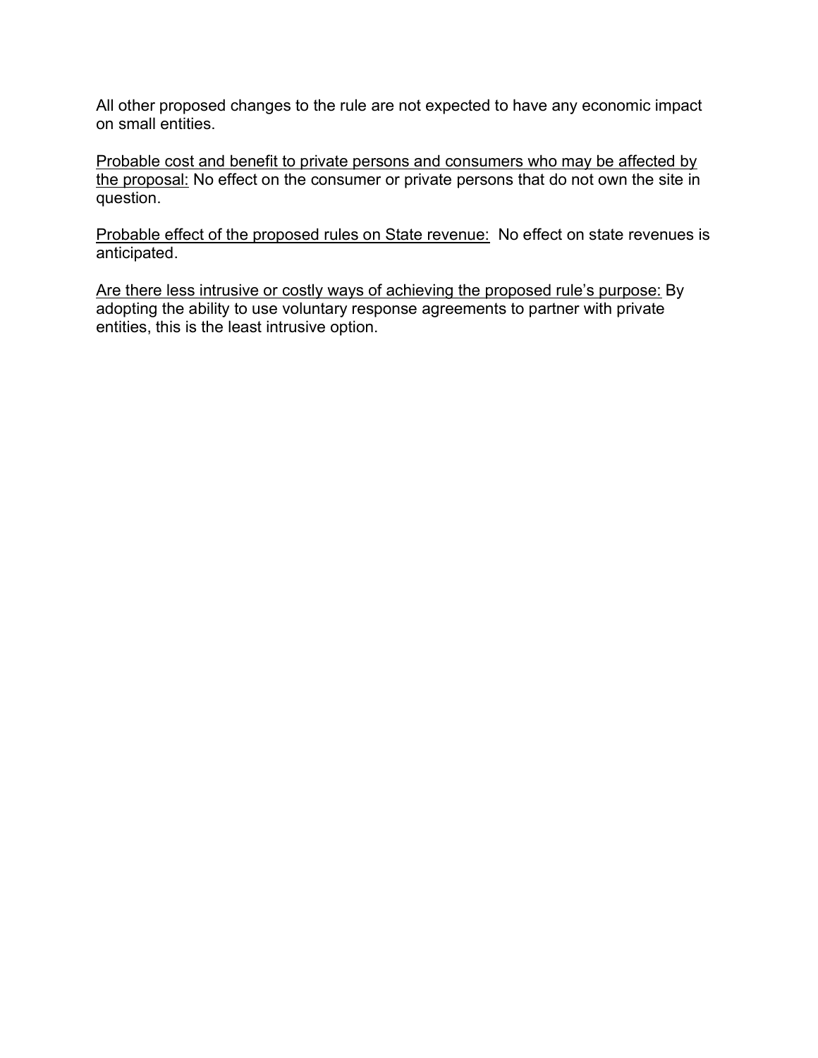All other proposed changes to the rule are not expected to have any economic impact on small entities.

<u>Probable cost and benefit to private persons and consumers who may be affected by the proposal:</u> No effect on the consumer or private persons that do not own the site in question.

<u>Probable effect of the proposed rules on State revenue:</u> No effect on state revenues is anticipated.

<u>Are there less intrusive or costly ways of achieving the proposed rule's purpose:</u> By adopting the ability to use voluntary response agreements to partner with private entities, this is the least intrusive option.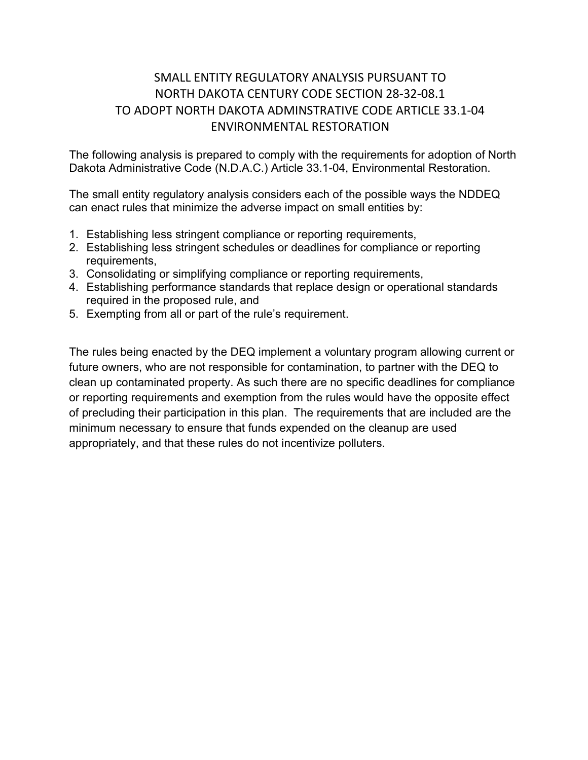# SMALL ENTITY REGULATORY ANALYSIS PURSUANT TO NORTH DAKOTA CENTURY CODE SECTION 28-32-08.1 TO ADOPT NORTH DAKOTA ADMINSTRATIVE CODE ARTICLE 33.1-04 ENVIRONMENTAL RESTORATION

The following analysis is prepared to comply with the requirements for adoption of North Dakota Administrative Code (N.D.A.C.) Article 33.1-04, Environmental Restoration.

The small entity regulatory analysis considers each of the possible ways the NDDEQ can enact rules that minimize the adverse impact on small entities by:

1. Establishing less stringent compliance or reporting requirements,
2. Establishing less stringent schedules or deadlines for compliance or reporting requirements,
3. Consolidating or simplifying compliance or reporting requirements,
4. Establishing performance standards that replace design or operational standards required in the proposed rule, and
5. Exempting from all or part of the rule's requirement.

The rules being enacted by the DEQ implement a voluntary program allowing current or future owners, who are not responsible for contamination, to partner with the DEQ to clean up contaminated property. As such there are no specific deadlines for compliance or reporting requirements and exemption from the rules would have the opposite effect of precluding their participation in this plan. The requirements that are included are the minimum necessary to ensure that funds expended on the cleanup are used appropriately, and that these rules do not incentivize polluters.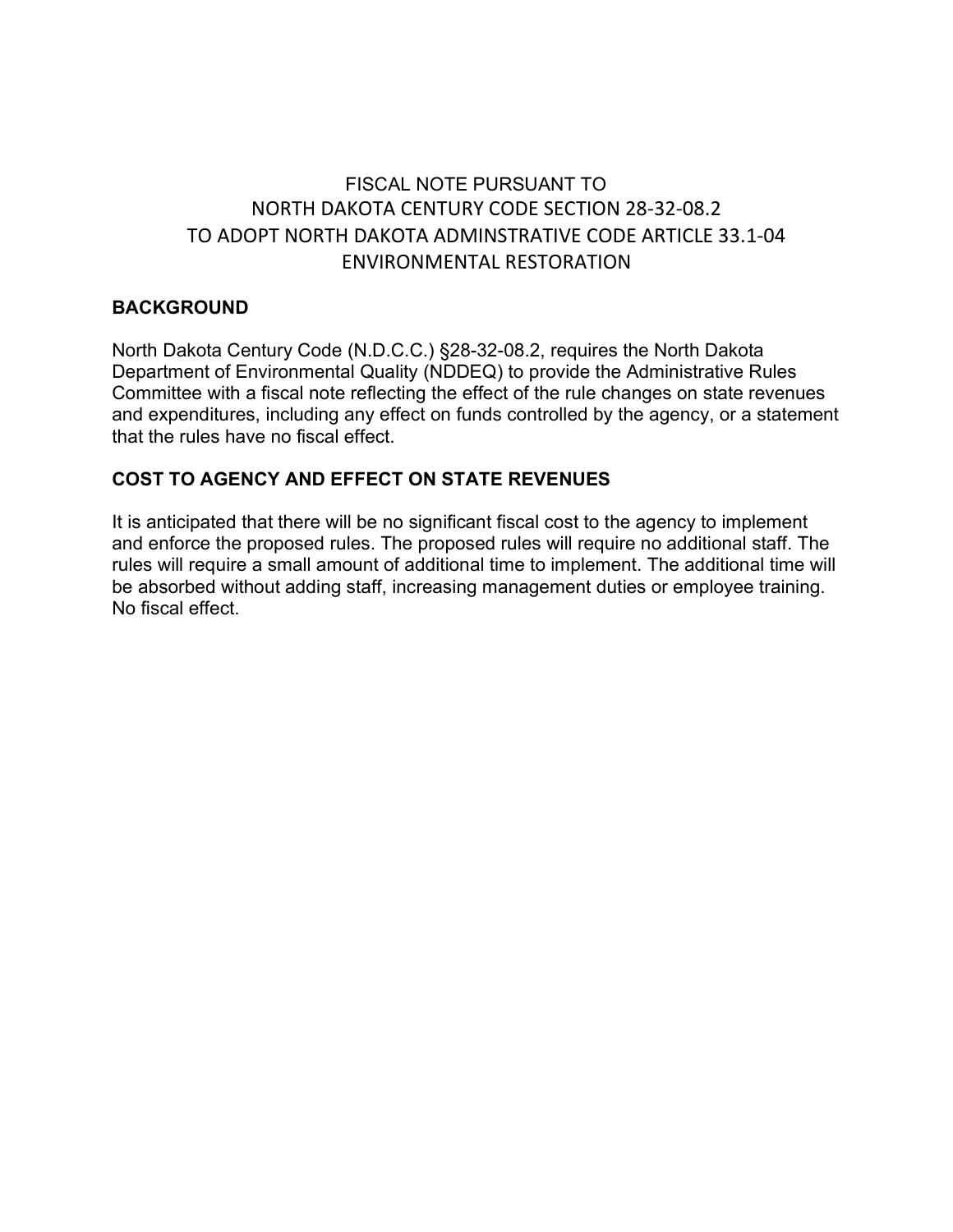# FISCAL NOTE PURSUANT TO NORTH DAKOTA CENTURY CODE SECTION 28-32-08.2 TO ADOPT NORTH DAKOTA ADMINSTRATIVE CODE ARTICLE 33.1-04 ENVIRONMENTAL RESTORATION

## BACKGROUND

North Dakota Century Code (N.D.C.C.) §28-32-08.2, requires the North Dakota Department of Environmental Quality (NDDEQ) to provide the Administrative Rules Committee with a fiscal note reflecting the effect of the rule changes on state revenues and expenditures, including any effect on funds controlled by the agency, or a statement that the rules have no fiscal effect.

## COST TO AGENCY AND EFFECT ON STATE REVENUES

It is anticipated that there will be no significant fiscal cost to the agency to implement and enforce the proposed rules. The proposed rules will require no additional staff. The rules will require a small amount of additional time to implement. The additional time will be absorbed without adding staff, increasing management duties or employee training. No fiscal effect.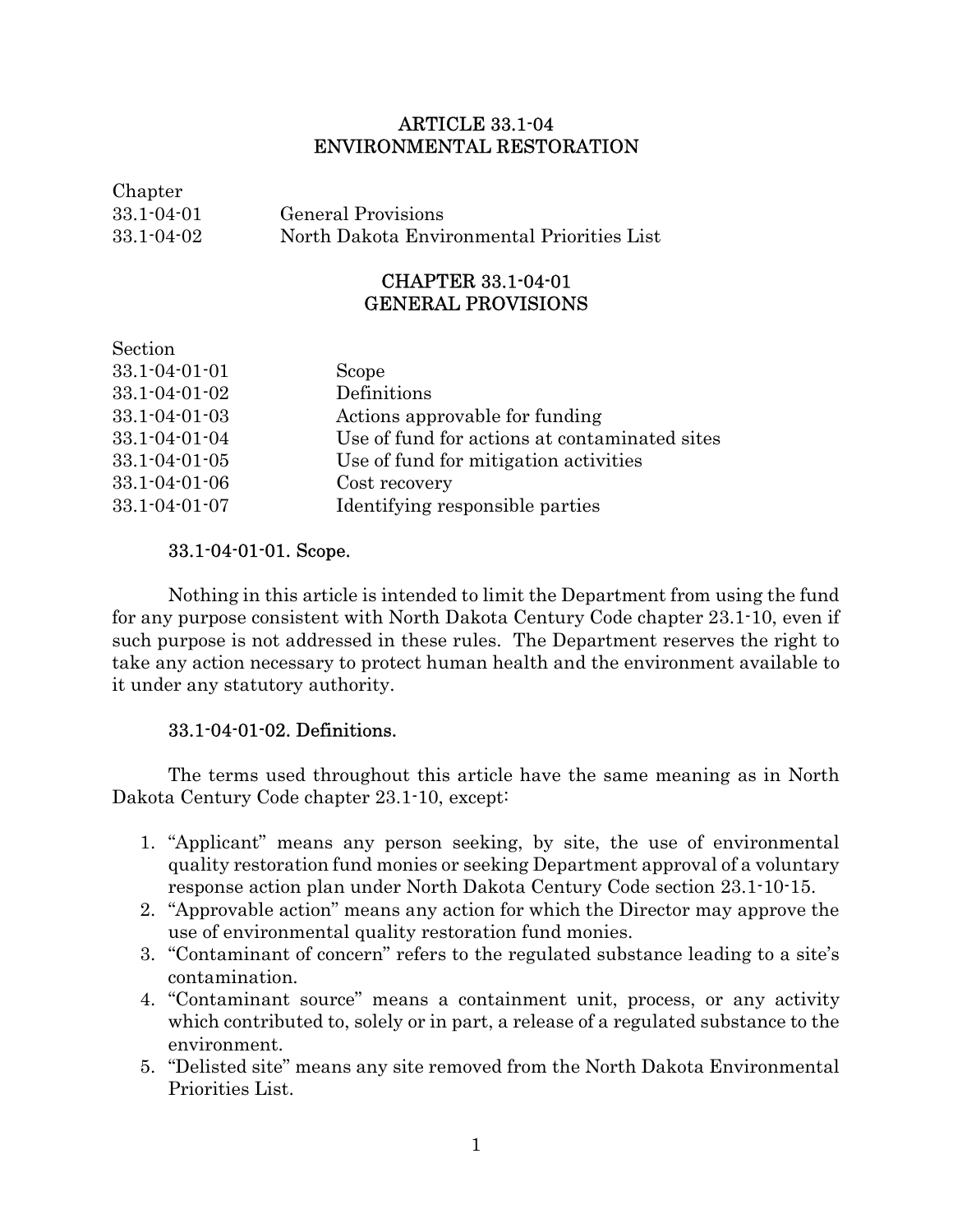# ARTICLE 33.1-04
# ENVIRONMENTAL RESTORATION

| Chapter | |
| --- | --- |
| 33.1-04-01 | General Provisions |
| 33.1-04-02 | North Dakota Environmental Priorities List |

## CHAPTER 33.1-04-01
## GENERAL PROVISIONS

| Section | |
| --- | --- |
| 33.1-04-01-01 | Scope |
| 33.1-04-01-02 | Definitions |
| 33.1-04-01-03 | Actions approvable for funding |
| 33.1-04-01-04 | Use of fund for actions at contaminated sites |
| 33.1-04-01-05 | Use of fund for mitigation activities |
| 33.1-04-01-06 | Cost recovery |
| 33.1-04-01-07 | Identifying responsible parties |

### 33.1-04-01-01. Scope.

Nothing in this article is intended to limit the Department from using the fund for any purpose consistent with North Dakota Century Code chapter 23.1-10, even if such purpose is not addressed in these rules. The Department reserves the right to take any action necessary to protect human health and the environment available to it under any statutory authority.

### 33.1-04-01-02. Definitions.

The terms used throughout this article have the same meaning as in North Dakota Century Code chapter 23.1-10, except:

1. "Applicant" means any person seeking, by site, the use of environmental quality restoration fund monies or seeking Department approval of a voluntary response action plan under North Dakota Century Code section 23.1-10-15.
2. "Approvable action" means any action for which the Director may approve the use of environmental quality restoration fund monies.
3. "Contaminant of concern" refers to the regulated substance leading to a site's contamination.
4. "Contaminant source" means a containment unit, process, or any activity which contributed to, solely or in part, a release of a regulated substance to the environment.
5. "Delisted site" means any site removed from the North Dakota Environmental Priorities List.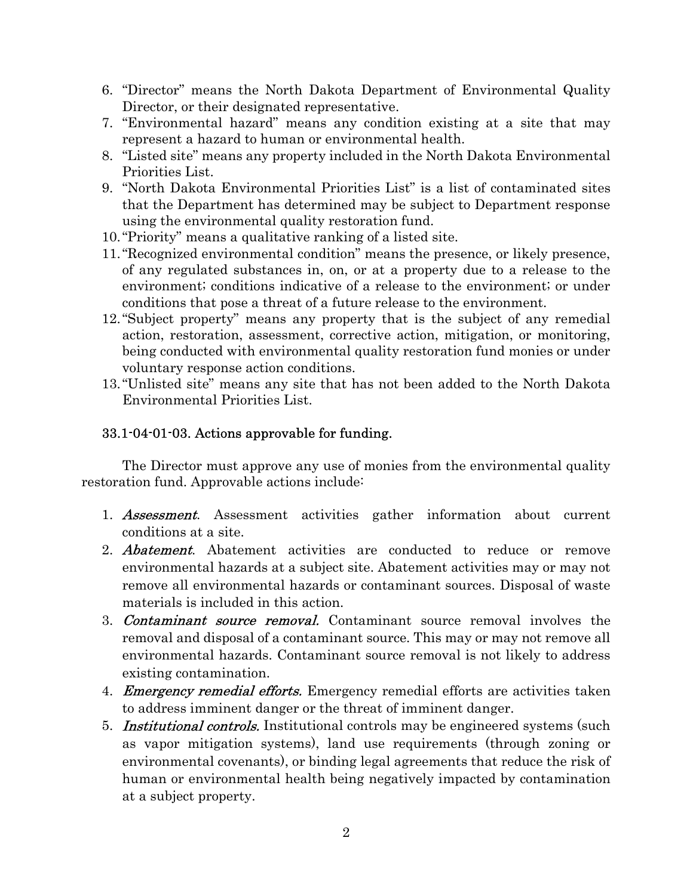6. "Director" means the North Dakota Department of Environmental Quality Director, or their designated representative.
7. "Environmental hazard" means any condition existing at a site that may represent a hazard to human or environmental health.
8. "Listed site" means any property included in the North Dakota Environmental Priorities List.
9. "North Dakota Environmental Priorities List" is a list of contaminated sites that the Department has determined may be subject to Department response using the environmental quality restoration fund.
10. "Priority" means a qualitative ranking of a listed site.
11. "Recognized environmental condition" means the presence, or likely presence, of any regulated substances in, on, or at a property due to a release to the environment; conditions indicative of a release to the environment; or under conditions that pose a threat of a future release to the environment.
12. "Subject property" means any property that is the subject of any remedial action, restoration, assessment, corrective action, mitigation, or monitoring, being conducted with environmental quality restoration fund monies or under voluntary response action conditions.
13. "Unlisted site" means any site that has not been added to the North Dakota Environmental Priorities List.

### 33.1-04-01-03. Actions approvable for funding.

The Director must approve any use of monies from the environmental quality restoration fund. Approvable actions include:

1. *Assessment*. Assessment activities gather information about current conditions at a site.
2. *Abatement*. Abatement activities are conducted to reduce or remove environmental hazards at a subject site. Abatement activities may or may not remove all environmental hazards or contaminant sources. Disposal of waste materials is included in this action.
3. *Contaminant source removal.* Contaminant source removal involves the removal and disposal of a contaminant source. This may or may not remove all environmental hazards. Contaminant source removal is not likely to address existing contamination.
4. *Emergency remedial efforts.* Emergency remedial efforts are activities taken to address imminent danger or the threat of imminent danger.
5. *Institutional controls.* Institutional controls may be engineered systems (such as vapor mitigation systems), land use requirements (through zoning or environmental covenants), or binding legal agreements that reduce the risk of human or environmental health being negatively impacted by contamination at a subject property.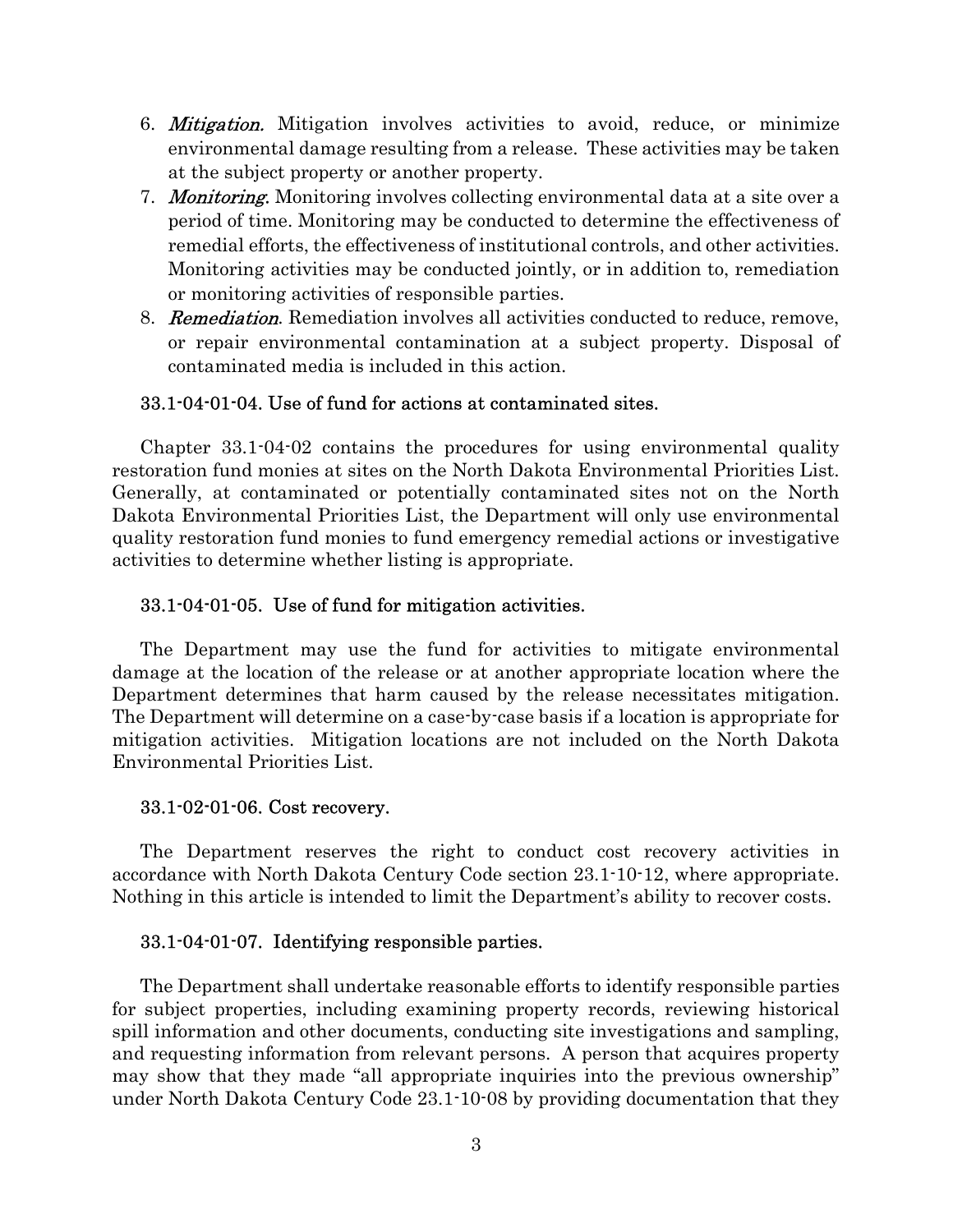6. *Mitigation.* Mitigation involves activities to avoid, reduce, or minimize environmental damage resulting from a release. These activities may be taken at the subject property or another property.
7. *Monitoring.* Monitoring involves collecting environmental data at a site over a period of time. Monitoring may be conducted to determine the effectiveness of remedial efforts, the effectiveness of institutional controls, and other activities. Monitoring activities may be conducted jointly, or in addition to, remediation or monitoring activities of responsible parties.
8. *Remediation.* Remediation involves all activities conducted to reduce, remove, or repair environmental contamination at a subject property. Disposal of contaminated media is included in this action.

### 33.1-04-01-04. Use of fund for actions at contaminated sites.

Chapter 33.1-04-02 contains the procedures for using environmental quality restoration fund monies at sites on the North Dakota Environmental Priorities List. Generally, at contaminated or potentially contaminated sites not on the North Dakota Environmental Priorities List, the Department will only use environmental quality restoration fund monies to fund emergency remedial actions or investigative activities to determine whether listing is appropriate.

### 33.1-04-01-05. Use of fund for mitigation activities.

The Department may use the fund for activities to mitigate environmental damage at the location of the release or at another appropriate location where the Department determines that harm caused by the release necessitates mitigation. The Department will determine on a case-by-case basis if a location is appropriate for mitigation activities. Mitigation locations are not included on the North Dakota Environmental Priorities List.

### 33.1-02-01-06. Cost recovery.

The Department reserves the right to conduct cost recovery activities in accordance with North Dakota Century Code section 23.1-10-12, where appropriate. Nothing in this article is intended to limit the Department's ability to recover costs.

### 33.1-04-01-07. Identifying responsible parties.

The Department shall undertake reasonable efforts to identify responsible parties for subject properties, including examining property records, reviewing historical spill information and other documents, conducting site investigations and sampling, and requesting information from relevant persons. A person that acquires property may show that they made "all appropriate inquiries into the previous ownership" under North Dakota Century Code 23.1-10-08 by providing documentation that they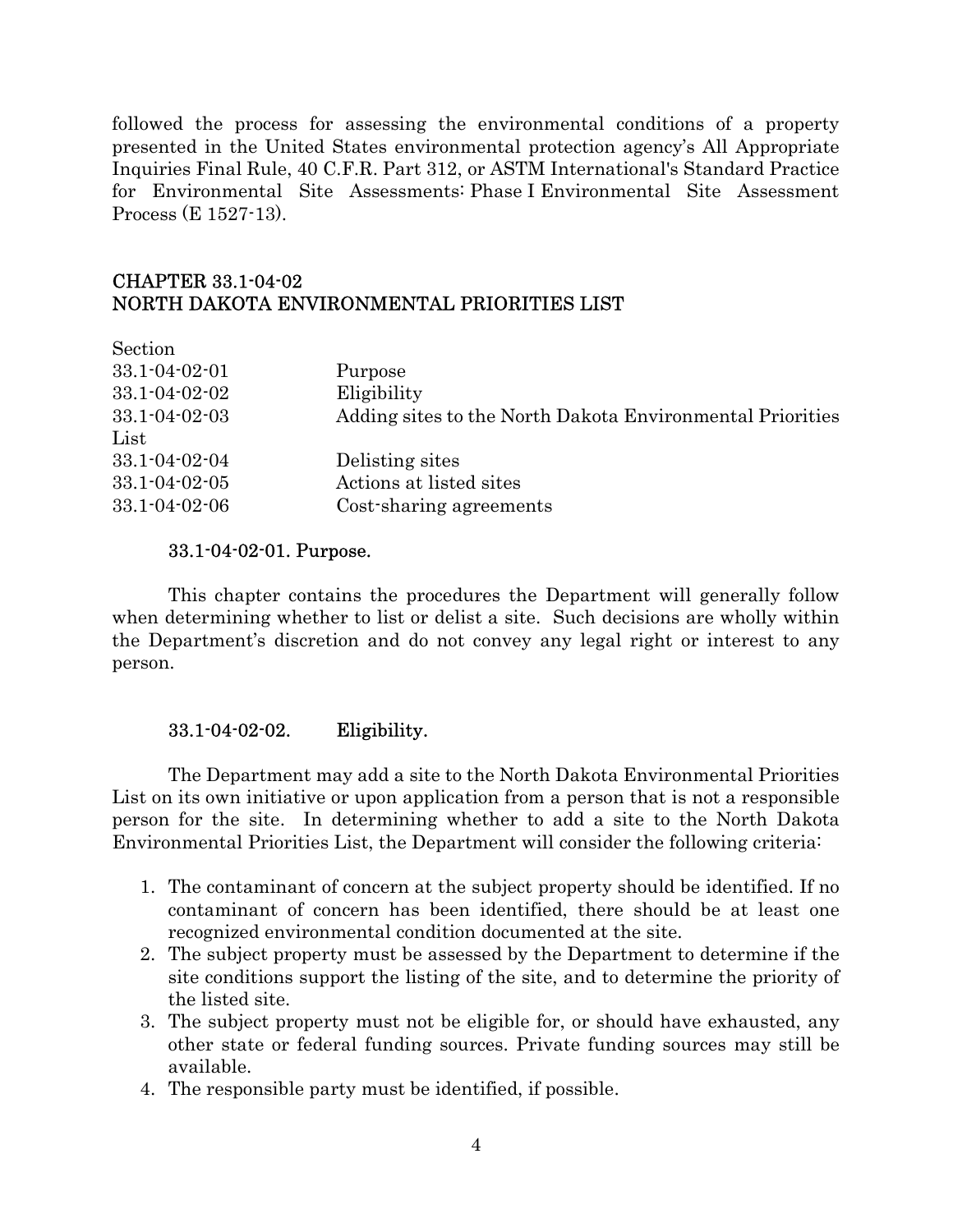followed the process for assessing the environmental conditions of a property presented in the United States environmental protection agency's All Appropriate Inquiries Final Rule, 40 C.F.R. Part 312, or ASTM International's Standard Practice for Environmental Site Assessments: Phase I Environmental Site Assessment Process (E 1527-13).

## CHAPTER 33.1-04-02
## NORTH DAKOTA ENVIRONMENTAL PRIORITIES LIST

| Section | |
|---|---|
| 33.1-04-02-01 | Purpose |
| 33.1-04-02-02 | Eligibility |
| 33.1-04-02-03 | Adding sites to the North Dakota Environmental Priorities List |
| 33.1-04-02-04 | Delisting sites |
| 33.1-04-02-05 | Actions at listed sites |
| 33.1-04-02-06 | Cost-sharing agreements |

### 33.1-04-02-01. Purpose.

This chapter contains the procedures the Department will generally follow when determining whether to list or delist a site. Such decisions are wholly within the Department's discretion and do not convey any legal right or interest to any person.

### 33.1-04-02-02. Eligibility.

The Department may add a site to the North Dakota Environmental Priorities List on its own initiative or upon application from a person that is not a responsible person for the site. In determining whether to add a site to the North Dakota Environmental Priorities List, the Department will consider the following criteria:

1. The contaminant of concern at the subject property should be identified. If no contaminant of concern has been identified, there should be at least one recognized environmental condition documented at the site.
2. The subject property must be assessed by the Department to determine if the site conditions support the listing of the site, and to determine the priority of the listed site.
3. The subject property must not be eligible for, or should have exhausted, any other state or federal funding sources. Private funding sources may still be available.
4. The responsible party must be identified, if possible.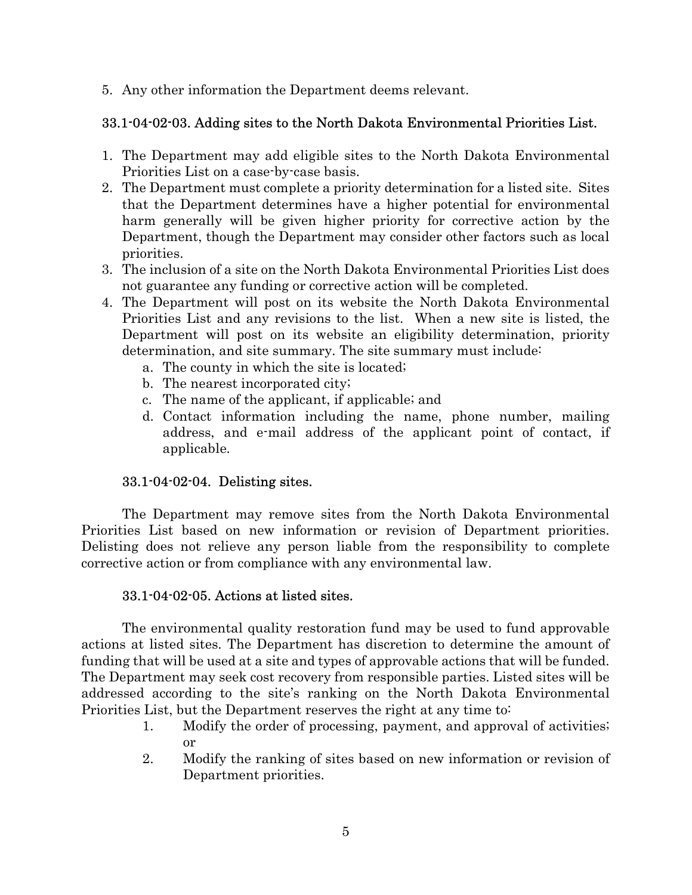5. Any other information the Department deems relevant.

### 33.1-04-02-03. Adding sites to the North Dakota Environmental Priorities List.

1. The Department may add eligible sites to the North Dakota Environmental Priorities List on a case-by-case basis.
2. The Department must complete a priority determination for a listed site. Sites that the Department determines have a higher potential for environmental harm generally will be given higher priority for corrective action by the Department, though the Department may consider other factors such as local priorities.
3. The inclusion of a site on the North Dakota Environmental Priorities List does not guarantee any funding or corrective action will be completed.
4. The Department will post on its website the North Dakota Environmental Priorities List and any revisions to the list. When a new site is listed, the Department will post on its website an eligibility determination, priority determination, and site summary. The site summary must include:
   a. The county in which the site is located;
   b. The nearest incorporated city;
   c. The name of the applicant, if applicable; and
   d. Contact information including the name, phone number, mailing address, and e-mail address of the applicant point of contact, if applicable.

### 33.1-04-02-04. Delisting sites.

The Department may remove sites from the North Dakota Environmental Priorities List based on new information or revision of Department priorities. Delisting does not relieve any person liable from the responsibility to complete corrective action or from compliance with any environmental law.

### 33.1-04-02-05. Actions at listed sites.

The environmental quality restoration fund may be used to fund approvable actions at listed sites. The Department has discretion to determine the amount of funding that will be used at a site and types of approvable actions that will be funded. The Department may seek cost recovery from responsible parties. Listed sites will be addressed according to the site's ranking on the North Dakota Environmental Priorities List, but the Department reserves the right at any time to:

1. Modify the order of processing, payment, and approval of activities; or
2. Modify the ranking of sites based on new information or revision of Department priorities.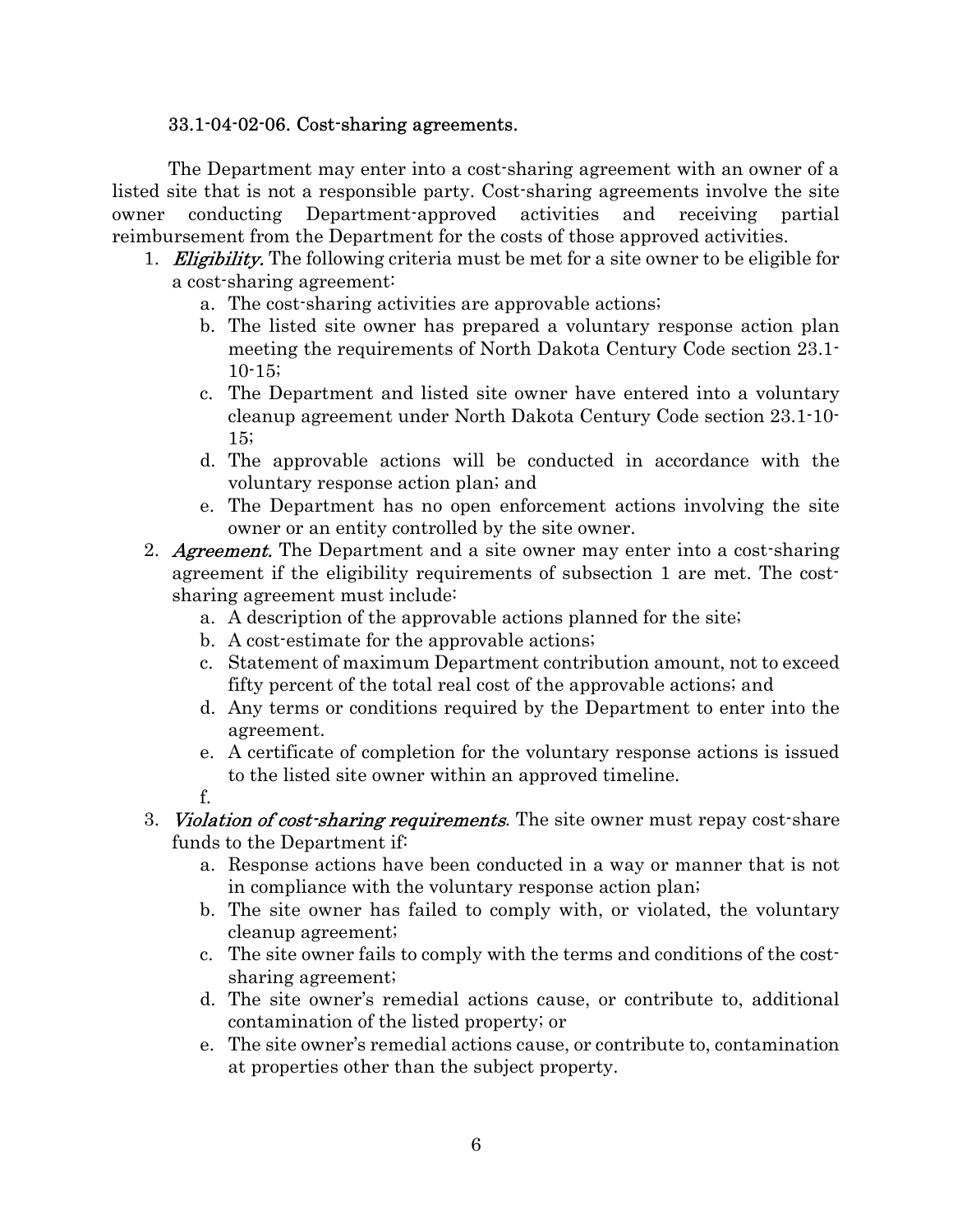### 33.1-04-02-06. Cost-sharing agreements.

The Department may enter into a cost-sharing agreement with an owner of a listed site that is not a responsible party. Cost-sharing agreements involve the site owner conducting Department-approved activities and receiving partial reimbursement from the Department for the costs of those approved activities.

1. *Eligibility.* The following criteria must be met for a site owner to be eligible for a cost-sharing agreement:
   a. The cost-sharing activities are approvable actions;
   b. The listed site owner has prepared a voluntary response action plan meeting the requirements of North Dakota Century Code section 23.1-10-15;
   c. The Department and listed site owner have entered into a voluntary cleanup agreement under North Dakota Century Code section 23.1-10-15;
   d. The approvable actions will be conducted in accordance with the voluntary response action plan; and
   e. The Department has no open enforcement actions involving the site owner or an entity controlled by the site owner.
2. *Agreement.* The Department and a site owner may enter into a cost-sharing agreement if the eligibility requirements of subsection 1 are met. The cost-sharing agreement must include:
   a. A description of the approvable actions planned for the site;
   b. A cost-estimate for the approvable actions;
   c. Statement of maximum Department contribution amount, not to exceed fifty percent of the total real cost of the approvable actions; and
   d. Any terms or conditions required by the Department to enter into the agreement.
   e. A certificate of completion for the voluntary response actions is issued to the listed site owner within an approved timeline.
   f.
3. *Violation of cost-sharing requirements*. The site owner must repay cost-share funds to the Department if:
   a. Response actions have been conducted in a way or manner that is not in compliance with the voluntary response action plan;
   b. The site owner has failed to comply with, or violated, the voluntary cleanup agreement;
   c. The site owner fails to comply with the terms and conditions of the cost-sharing agreement;
   d. The site owner's remedial actions cause, or contribute to, additional contamination of the listed property; or
   e. The site owner's remedial actions cause, or contribute to, contamination at properties other than the subject property.